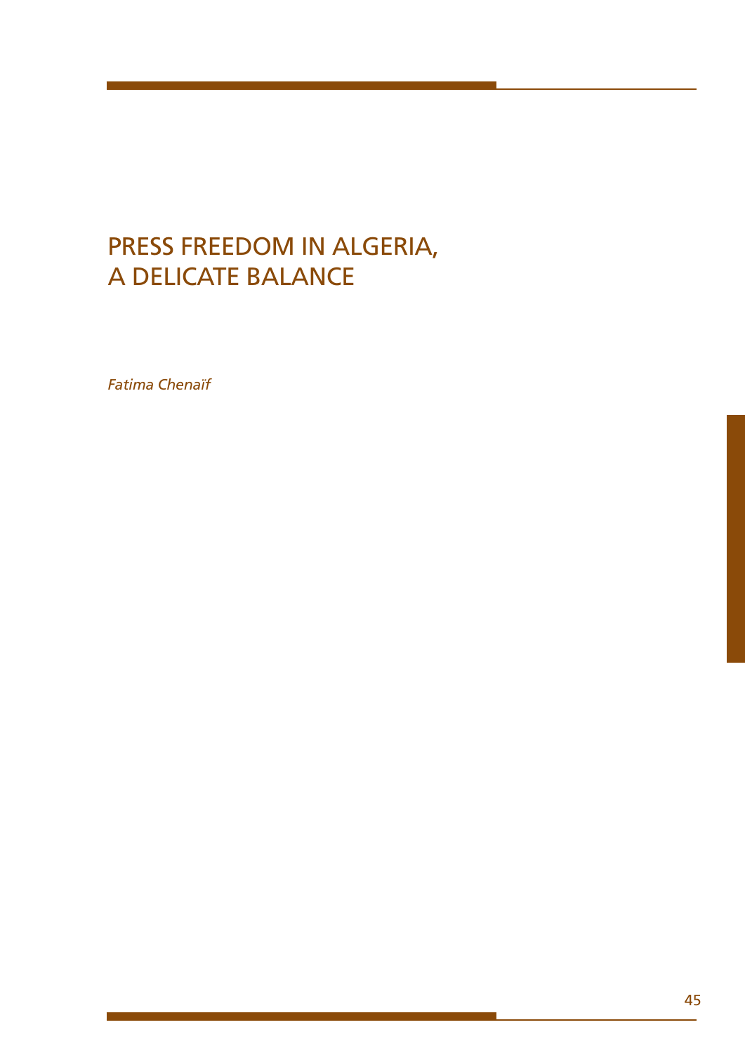# PRESS FREEDOM IN ALGERIA, A DELICATE BALANCE

*Fatima Chenaïf*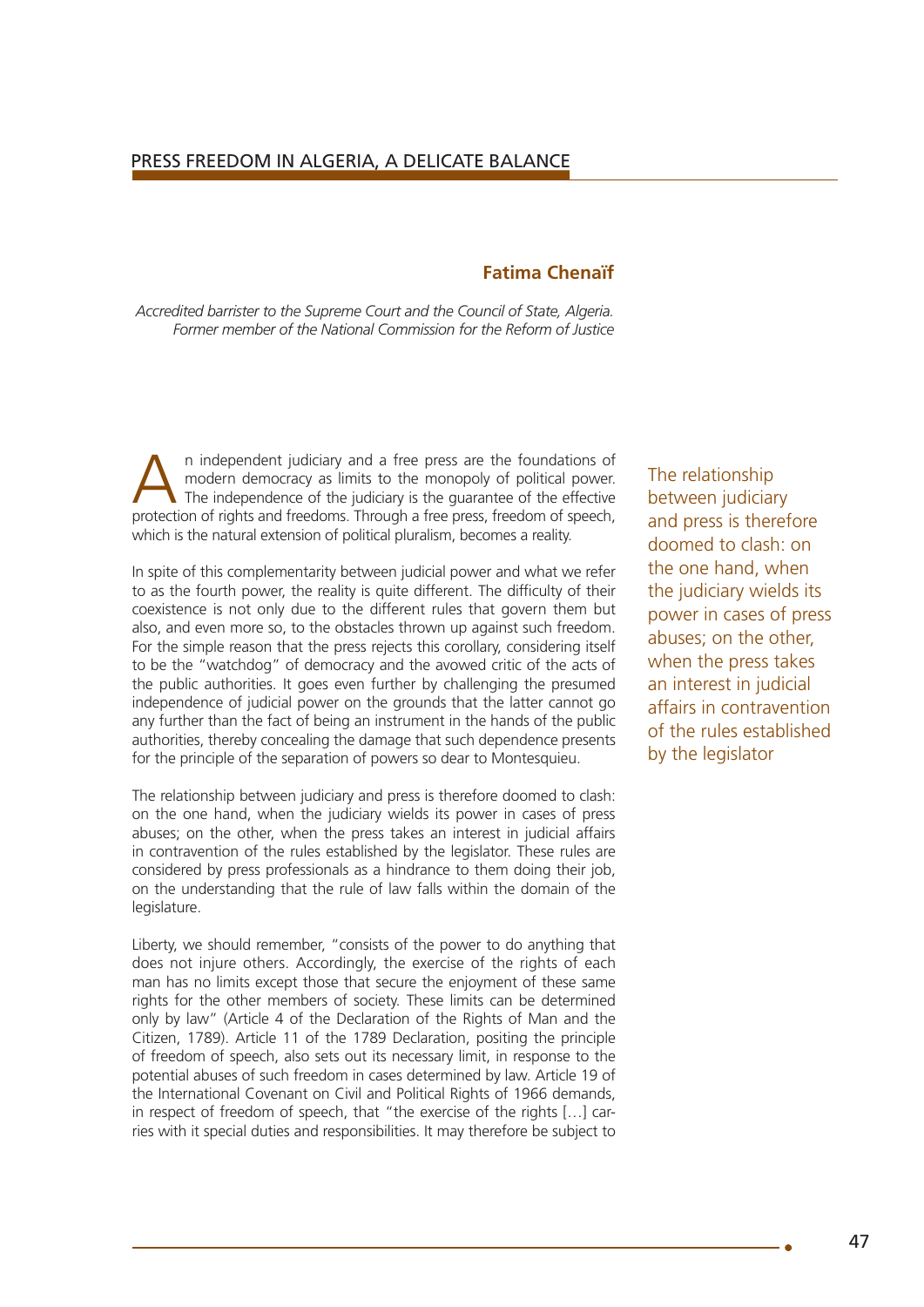## PRESS FREEDOM IN ALGERIA, A DELICATE BALANCE

**Fatima Chenaïf**

*Accredited barrister to the Supreme Court and the Council of State, Algeria. Former member of the National Commission for the Reform of Justice*

An independent judiciary and a free press are the foundations of modern democracy as limits to the monopoly of political power. The independence of the judiciary is the guarantee of the effective protection of rights and freedoms. Through a free press, freedom of speech, which is the natural extension of political pluralism, becomes a reality.

In spite of this complementarity between judicial power and what we refer to as the fourth power, the reality is quite different. The difficulty of their coexistence is not only due to the different rules that govern them but also, and even more so, to the obstacles thrown up against such freedom. For the simple reason that the press rejects this corollary, considering itself to be the "watchdog" of democracy and the avowed critic of the acts of the public authorities. It goes even further by challenging the presumed independence of judicial power on the grounds that the latter cannot go any further than the fact of being an instrument in the hands of the public authorities, thereby concealing the damage that such dependence presents for the principle of the separation of powers so dear to Montesquieu.

The relationship between judiciary and press is therefore doomed to clash: on the one hand, when the judiciary wields its power in cases of press abuses; on the other, when the press takes an interest in judicial affairs in contravention of the rules established by the legislator. These rules are considered by press professionals as a hindrance to them doing their job, on the understanding that the rule of law falls within the domain of the legislature.

Liberty, we should remember, "consists of the power to do anything that does not injure others. Accordingly, the exercise of the rights of each man has no limits except those that secure the enjoyment of these same rights for the other members of society. These limits can be determined only by law" (Article 4 of the Declaration of the Rights of Man and the Citizen, 1789). Article 11 of the 1789 Declaration, positing the principle of freedom of speech, also sets out its necessary limit, in response to the potential abuses of such freedom in cases determined by law. Article 19 of the International Covenant on Civil and Political Rights of 1966 demands, in respect of freedom of speech, that "the exercise of the rights [...] carries with it special duties and responsibilities. It may therefore be subject to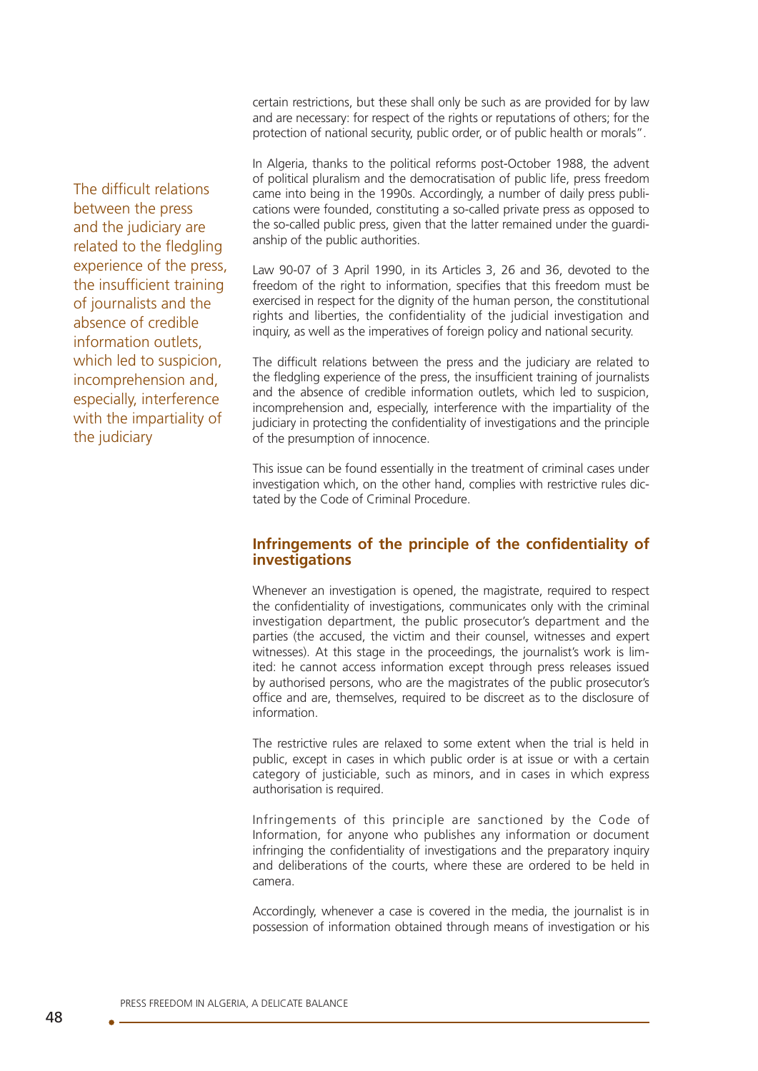certain restrictions, but these shall only be such as are provided for by law and are necessary: for respect of the rights or reputations of others; for the protection of national security, public order, or of public health or morals".

In Algeria, thanks to the political reforms post-October 1988, the advent of political pluralism and the democratisation of public life, press freedom came into being in the 1990s. Accordingly, a number of daily press publications were founded, constituting a so-called private press as opposed to the so-called public press, given that the latter remained under the guardianship of the public authorities.

Law 90-07 of 3 April 1990, in its Articles 3, 26 and 36, devoted to the freedom of the right to information, specifies that this freedom must be exercised in respect for the dignity of the human person, the constitutional rights and liberties, the confidentiality of the judicial investigation and inquiry, as well as the imperatives of foreign policy and national security.

The difficult relations between the press and the judiciary are related to the fledgling experience of the press, the insufficient training of journalists and the absence of credible information outlets, which led to suspicion, incomprehension and, especially, interference with the impartiality of the judiciary in protecting the confidentiality of investigations and the principle of the presumption of innocence.

This issue can be found essentially in the treatment of criminal cases under investigation which, on the other hand, complies with restrictive rules dictated by the Code of Criminal Procedure.

## Infringements of the principle of the confidentiality of investigations

Whenever an investigation is opened, the magistrate, required to respect the confidentiality of investigations, communicates only with the criminal investigation department, the public prosecutor's department and the parties (the accused, the victim and their counsel, witnesses and expert witnesses). At this stage in the proceedings, the journalist's work is limited: he cannot access information except through press releases issued by authorised persons, who are the magistrates of the public prosecutor's office and are, themselves, required to be discreet as to the disclosure of information.

The restrictive rules are relaxed to some extent when the trial is held in public, except in cases in which public order is at issue or with a certain category of justiciable, such as minors, and in cases in which express authorisation is required.

Infringements of this principle are sanctioned by the Code of Information, for anyone who publishes any information or document infringing the confidentiality of investigations and the preparatory inquiry and deliberations of the courts, where these are ordered to be held in camera.

Accordingly, whenever a case is covered in the media, the journalist is in possession of information obtained through means of investigation or his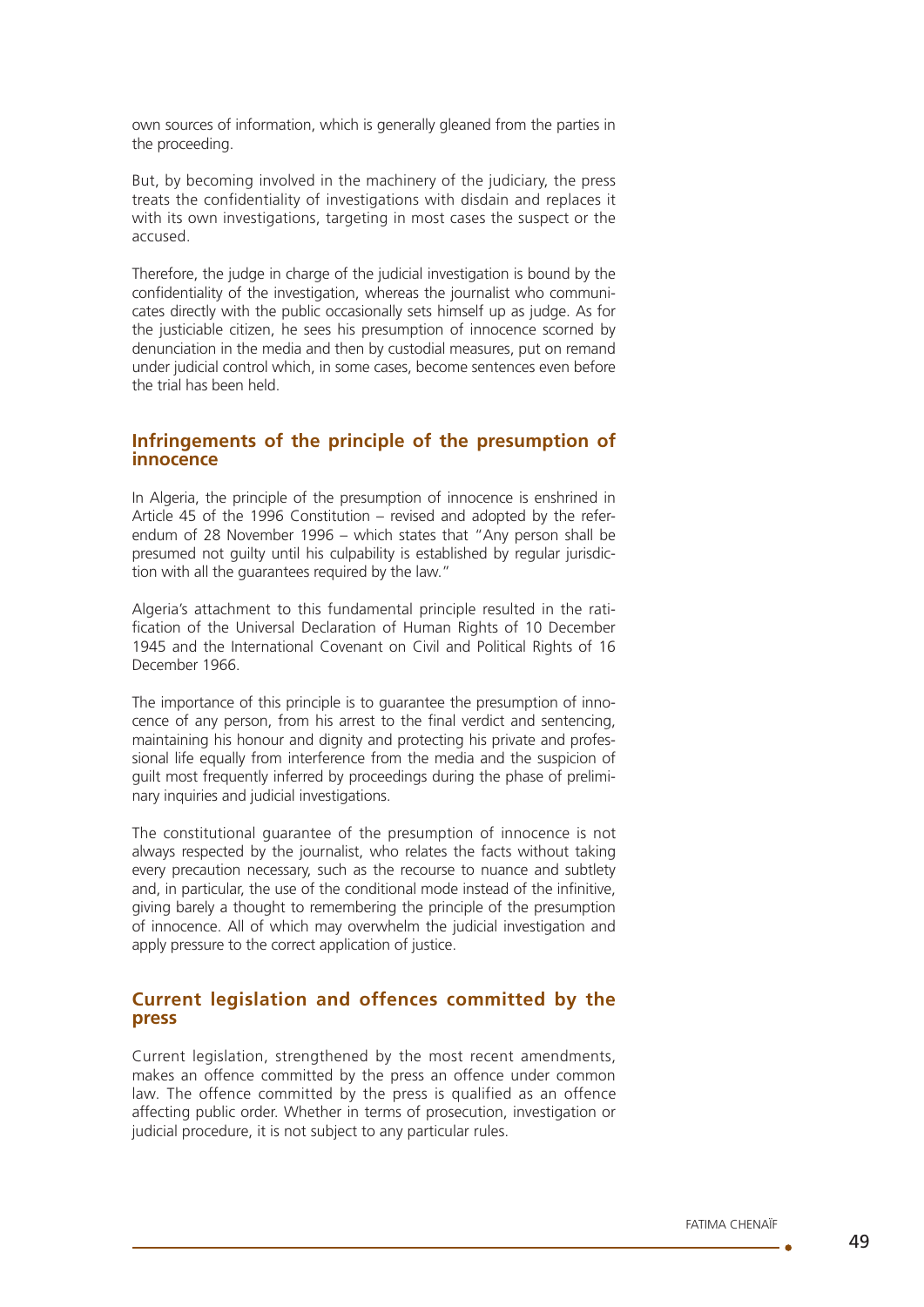own sources of information, which is generally gleaned from the parties in the proceeding.

But, by becoming involved in the machinery of the judiciary, the press treats the confidentiality of investigations with disdain and replaces it with its own investigations, targeting in most cases the suspect or the accused.

Therefore, the judge in charge of the judicial investigation is bound by the confidentiality of the investigation, whereas the journalist who communicates directly with the public occasionally sets himself up as judge. As for the justiciable citizen, he sees his presumption of innocence scorned by denunciation in the media and then by custodial measures, put on remand under judicial control which, in some cases, become sentences even before the trial has been held.

## Infringements of the principle of the presumption of innocence

In Algeria, the principle of the presumption of innocence is enshrined in Article 45 of the 1996 Constitution – revised and adopted by the referendum of 28 November 1996 – which states that "Any person shall be presumed not guilty until his culpability is established by regular jurisdiction with all the guarantees required by the law."

Algeria's attachment to this fundamental principle resulted in the ratification of the Universal Declaration of Human Rights of 10 December 1945 and the International Covenant on Civil and Political Rights of 16 December 1966.

The importance of this principle is to guarantee the presumption of innocence of any person, from his arrest to the final verdict and sentencing, maintaining his honour and dignity and protecting his private and professional life equally from interference from the media and the suspicion of guilt most frequently inferred by proceedings during the phase of preliminary inquiries and judicial investigations.

The constitutional guarantee of the presumption of innocence is not always respected by the journalist, who relates the facts without taking every precaution necessary, such as the recourse to nuance and subtlety and, in particular, the use of the conditional mode instead of the infinitive, giving barely a thought to remembering the principle of the presumption of innocence. All of which may overwhelm the judicial investigation and apply pressure to the correct application of justice.

## Current legislation and offences committed by the press

Current legislation, strengthened by the most recent amendments, makes an offence committed by the press an offence under common law. The offence committed by the press is qualified as an offence affecting public order. Whether in terms of prosecution, investigation or judicial procedure, it is not subject to any particular rules.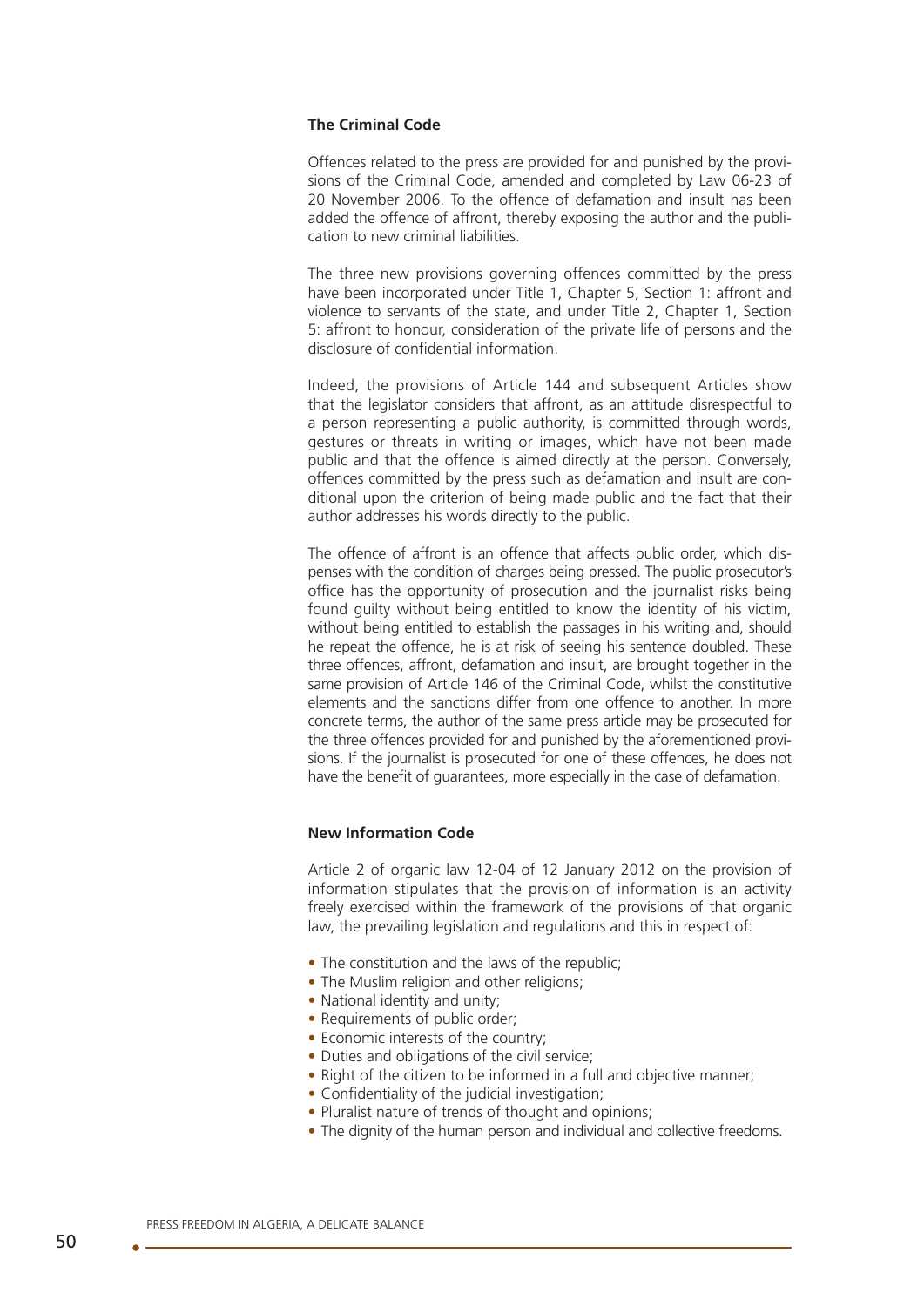**The Criminal Code**

Offences related to the press are provided for and punished by the provisions of the Criminal Code, amended and completed by Law 06-23 of 20 November 2006. To the offence of defamation and insult has been added the offence of affront, thereby exposing the author and the publication to new criminal liabilities.

The three new provisions governing offences committed by the press have been incorporated under Title 1, Chapter 5, Section 1: affront and violence to servants of the state, and under Title 2, Chapter 1, Section 5: affront to honour, consideration of the private life of persons and the disclosure of confidential information.

Indeed, the provisions of Article 144 and subsequent Articles show that the legislator considers that affront, as an attitude disrespectful to a person representing a public authority, is committed through words, gestures or threats in writing or images, which have not been made public and that the offence is aimed directly at the person. Conversely, offences committed by the press such as defamation and insult are conditional upon the criterion of being made public and the fact that their author addresses his words directly to the public.

The offence of affront is an offence that affects public order, which dispenses with the condition of charges being pressed. The public prosecutor's office has the opportunity of prosecution and the journalist risks being found guilty without being entitled to know the identity of his victim, without being entitled to establish the passages in his writing and, should he repeat the offence, he is at risk of seeing his sentence doubled. These three offences, affront, defamation and insult, are brought together in the same provision of Article 146 of the Criminal Code, whilst the constitutive elements and the sanctions differ from one offence to another. In more concrete terms, the author of the same press article may be prosecuted for the three offences provided for and punished by the aforementioned provisions. If the journalist is prosecuted for one of these offences, he does not have the benefit of guarantees, more especially in the case of defamation.

**New Information Code**

Article 2 of organic law 12-04 of 12 January 2012 on the provision of information stipulates that the provision of information is an activity freely exercised within the framework of the provisions of that organic law, the prevailing legislation and regulations and this in respect of:

- The constitution and the laws of the republic;
- The Muslim religion and other religions;
- National identity and unity;
- Requirements of public order;
- Economic interests of the country;
- Duties and obligations of the civil service;
- Right of the citizen to be informed in a full and objective manner;
- Confidentiality of the judicial investigation;
- Pluralist nature of trends of thought and opinions;
- The dignity of the human person and individual and collective freedoms.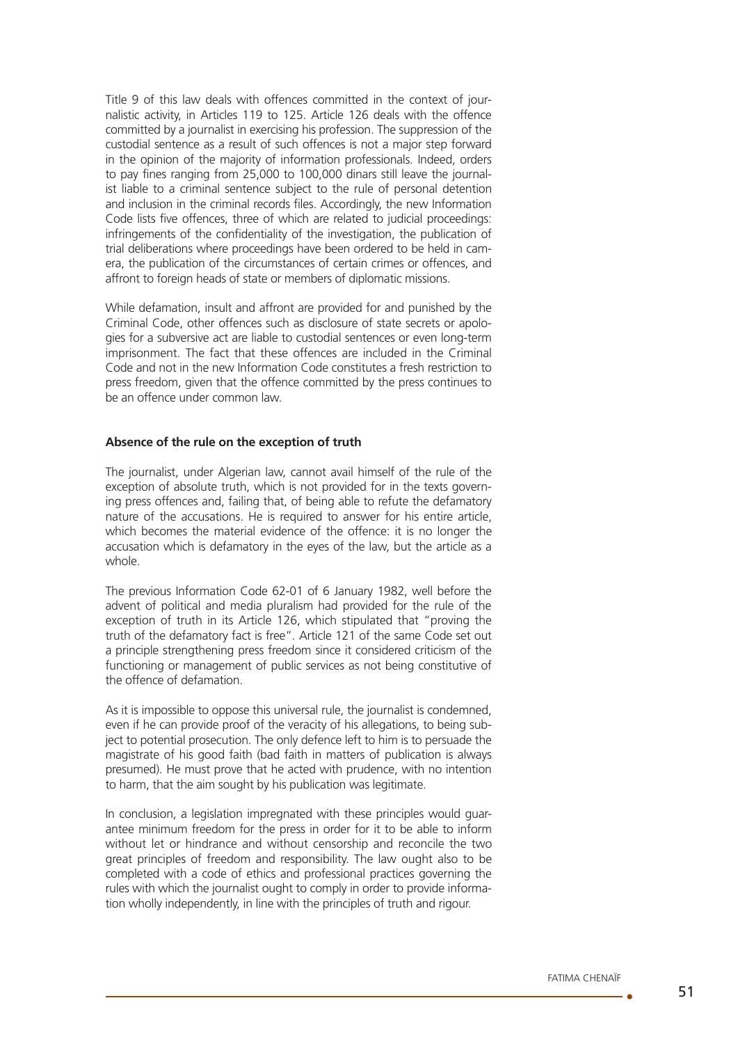Title 9 of this law deals with offences committed in the context of journalistic activity, in Articles 119 to 125. Article 126 deals with the offence committed by a journalist in exercising his profession. The suppression of the custodial sentence as a result of such offences is not a major step forward in the opinion of the majority of information professionals. Indeed, orders to pay fines ranging from 25,000 to 100,000 dinars still leave the journalist liable to a criminal sentence subject to the rule of personal detention and inclusion in the criminal records files. Accordingly, the new Information Code lists five offences, three of which are related to judicial proceedings: infringements of the confidentiality of the investigation, the publication of trial deliberations where proceedings have been ordered to be held in camera, the publication of the circumstances of certain crimes or offences, and affront to foreign heads of state or members of diplomatic missions.

While defamation, insult and affront are provided for and punished by the Criminal Code, other offences such as disclosure of state secrets or apologies for a subversive act are liable to custodial sentences or even long-term imprisonment. The fact that these offences are included in the Criminal Code and not in the new Information Code constitutes a fresh restriction to press freedom, given that the offence committed by the press continues to be an offence under common law.

**Absence of the rule on the exception of truth**

The journalist, under Algerian law, cannot avail himself of the rule of the exception of absolute truth, which is not provided for in the texts governing press offences and, failing that, of being able to refute the defamatory nature of the accusations. He is required to answer for his entire article, which becomes the material evidence of the offence: it is no longer the accusation which is defamatory in the eyes of the law, but the article as a whole.

The previous Information Code 62-01 of 6 January 1982, well before the advent of political and media pluralism had provided for the rule of the exception of truth in its Article 126, which stipulated that "proving the truth of the defamatory fact is free". Article 121 of the same Code set out a principle strengthening press freedom since it considered criticism of the functioning or management of public services as not being constitutive of the offence of defamation.

As it is impossible to oppose this universal rule, the journalist is condemned, even if he can provide proof of the veracity of his allegations, to being subject to potential prosecution. The only defence left to him is to persuade the magistrate of his good faith (bad faith in matters of publication is always presumed). He must prove that he acted with prudence, with no intention to harm, that the aim sought by his publication was legitimate.

In conclusion, a legislation impregnated with these principles would guarantee minimum freedom for the press in order for it to be able to inform without let or hindrance and without censorship and reconcile the two great principles of freedom and responsibility. The law ought also to be completed with a code of ethics and professional practices governing the rules with which the journalist ought to comply in order to provide information wholly independently, in line with the principles of truth and rigour.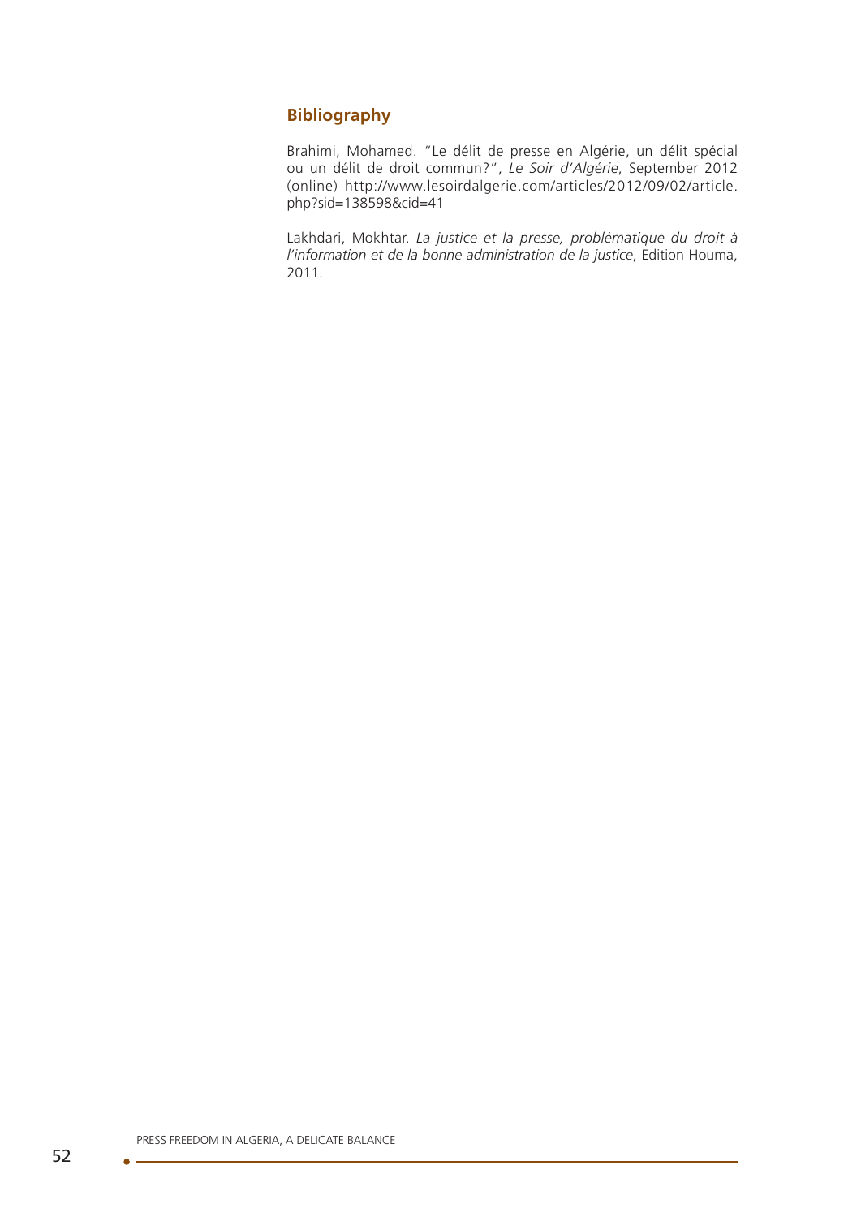## Bibliography

Brahimi, Mohamed. "Le délit de presse en Algérie, un délit spécial ou un délit de droit commun?", *Le Soir d'Algérie*, September 2012 (online) http://www.lesoirdalgerie.com/articles/2012/09/02/article.php?sid=138598&cid=41

Lakhdari, Mokhtar. *La justice et la presse, problématique du droit à l'information et de la bonne administration de la justic*e, Edition Houma, 2011.